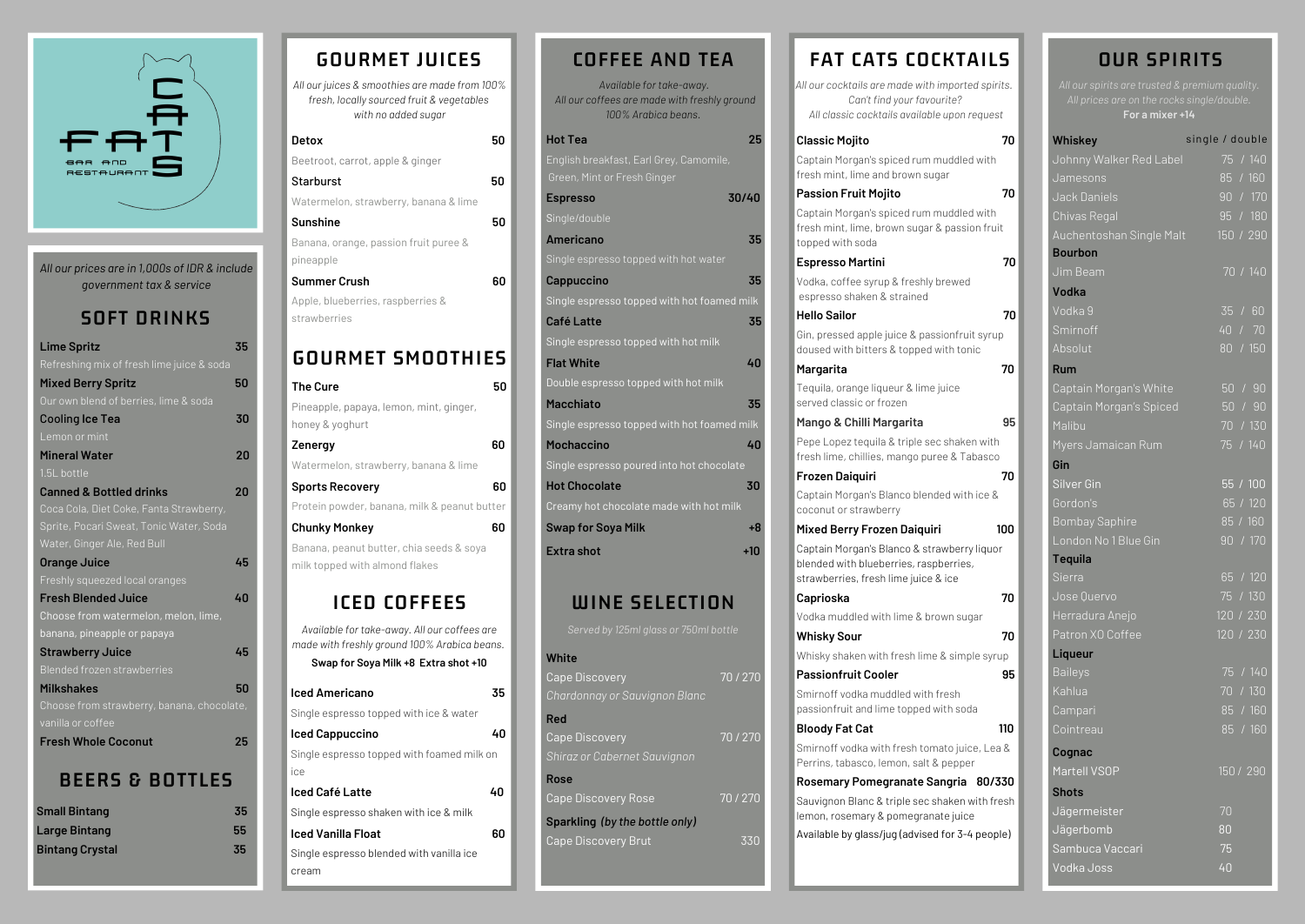# FAT CATS

BAR AND RESTAURANT

*All our prices are in 1,000s of IDR & include government tax & service*

## SOFT DRINKS

**Lime Spritz** 35
Refreshing mix of fresh lime juice & soda

**Mixed Berry Spritz** 50
Our own blend of berries, lime & soda

**Cooling Ice Tea** 30
Lemon or mint

**Mineral Water** 20
1.5L bottle

**Canned & Bottled drinks** 20
Coca Cola, Diet Coke, Fanta Strawberry, Sprite, Pocari Sweat, Tonic Water, Soda Water, Ginger Ale, Red Bull

**Orange Juice** 45
Freshly squeezed local oranges

**Fresh Blended Juice** 40
Choose from watermelon, melon, lime, banana, pineapple or papaya

**Strawberry Juice** 45
Blended frozen strawberries

**Milkshakes** 50
Choose from strawberry, banana, chocolate, vanilla or coffee

**Fresh Whole Coconut** 25

## BEERS & BOTTLES

**Small Bintang** 35

**Large Bintang** 55

**Bintang Crystal** 35

## GOURMET JUICES

*All our juices & smoothies are made from 100% fresh, locally sourced fruit & vegetables with no added sugar*

**Detox** 50
Beetroot, carrot, apple & ginger

**Starburst** 50
Watermelon, strawberry, banana & lime

**Sunshine** 50
Banana, orange, passion fruit puree & pineapple

**Summer Crush** 60
Apple, blueberries, raspberries & strawberries

## GOURMET SMOOTHIES

**The Cure** 50
Pineapple, papaya, lemon, mint, ginger, honey & yoghurt

**Zenergy** 60
Watermelon, strawberry, banana & lime

**Sports Recovery** 60
Protein powder, banana, milk & peanut butter

**Chunky Monkey** 60
Banana, peanut butter, chia seeds & soya milk topped with almond flakes

## ICED COFFEES

*Available for take-away. All our coffees are made with freshly ground 100% Arabica beans.*

Swap for Soya Milk +8 Extra shot +10

**Iced Americano** 35
Single espresso topped with ice & water

**Iced Cappuccino** 40
Single espresso topped with foamed milk on ice

**Iced Café Latte** 40
Single espresso shaken with ice & milk

**Iced Vanilla Float** 60
Single espresso blended with vanilla ice cream

## COFFEE AND TEA

*Available for take-away.*
*All our coffees are made with freshly ground 100% Arabica beans.*

**Hot Tea** 25
English breakfast, Earl Grey, Camomile, Green, Mint or Fresh Ginger

**Espresso** 30/40
Single/double

**Americano** 35
Single espresso topped with hot water

**Cappuccino** 35
Single espresso topped with hot foamed milk

**Café Latte** 35
Single espresso topped with hot milk

**Flat White** 40
Double espresso topped with hot milk

**Macchiato** 35
Single espresso topped with hot foamed milk

**Mochaccino** 40
Single espresso poured into hot chocolate

**Hot Chocolate** 30
Creamy hot chocolate made with hot milk

**Swap for Soya Milk** +8

**Extra shot** +10

## WINE SELECTION

*Served by 125ml glass or 750ml bottle*

**White**
Cape Discovery 70 / 270
*Chardonnay or Sauvignon Blanc*

**Red**
Cape Discovery 70 / 270
*Shiraz or Cabernet Sauvignon*

**Rose**
Cape Discovery Rose 70 / 270

**Sparkling** *(by the bottle only)*
Cape Discovery Brut 330

## FAT CATS COCKTAILS

*All our cocktails are made with imported spirits.*
*Can't find your favourite?*
*All classic cocktails available upon request*

**Classic Mojito** 70
Captain Morgan's spiced rum muddled with fresh mint, lime and brown sugar

**Passion Fruit Mojito** 70
Captain Morgan's spiced rum muddled with fresh mint, lime, brown sugar & passion fruit topped with soda

**Espresso Martini** 70
Vodka, coffee syrup & freshly brewed espresso shaken & strained

**Hello Sailor** 70
Gin, pressed apple juice & passionfruit syrup doused with bitters & topped with tonic

**Margarita** 70
Tequila, orange liqueur & lime juice served classic or frozen

**Mango & Chilli Margarita** 95
Pepe Lopez tequila & triple sec shaken with fresh lime, chillies, mango puree & Tabasco

**Frozen Daiquiri** 70
Captain Morgan's Blanco blended with ice & coconut or strawberry

**Mixed Berry Frozen Daiquiri** 100
Captain Morgan's Blanco & strawberry liquor blended with blueberries, raspberries, strawberries, fresh lime juice & ice

**Caprioska** 70
Vodka muddled with lime & brown sugar

**Whisky Sour** 70
Whisky shaken with fresh lime & simple syrup

**Passionfruit Cooler** 95
Smirnoff vodka muddled with fresh passionfruit and lime topped with soda

**Bloody Fat Cat** 110
Smirnoff vodka with fresh tomato juice, Lea & Perrins, tabasco, lemon, salt & pepper

**Rosemary Pomegranate Sangria** 80/330
Sauvignon Blanc & triple sec shaken with fresh lemon, rosemary & pomegranate juice
Available by glass/jug (advised for 3-4 people)

## OUR SPIRITS

*All our spirits are trusted & premium quality.*
*All prices are on the rocks single/double.*
**For a mixer +14**

| **Whiskey** | single / double |
|---|---|
| Johnny Walker Red Label | 75 / 140 |
| Jamesons | 85 / 160 |
| Jack Daniels | 90 / 170 |
| Chivas Regal | 95 / 180 |
| Auchentoshan Single Malt | 150 / 290 |
| **Bourbon** | |
| Jim Beam | 70 / 140 |
| **Vodka** | |
| Vodka 9 | 35 / 60 |
| Smirnoff | 40 / 70 |
| Absolut | 80 / 150 |
| **Rum** | |
| Captain Morgan's White | 50 / 90 |
| Captain Morgan's Spiced | 50 / 90 |
| Malibu | 70 / 130 |
| Myers Jamaican Rum | 75 / 140 |
| **Gin** | |
| Silver Gin | 55 / 100 |
| Gordon's | 65 / 120 |
| Bombay Saphire | 85 / 160 |
| London No 1 Blue Gin | 90 / 170 |
| **Tequila** | |
| Sierra | 65 / 120 |
| Jose Quervo | 75 / 130 |
| Herradura Anejo | 120 / 230 |
| Patron XO Coffee | 120 / 230 |
| **Liqueur** | |
| Baileys | 75 / 140 |
| Kahlua | 70 / 130 |
| Campari | 85 / 160 |
| Cointreau | 85 / 160 |
| **Cognac** | |
| Martell VSOP | 150 / 290 |
| **Shots** | |
| Jägermeister | 70 |
| Jägerbomb | 80 |
| Sambuca Vaccari | 75 |
| Vodka Joss | 40 |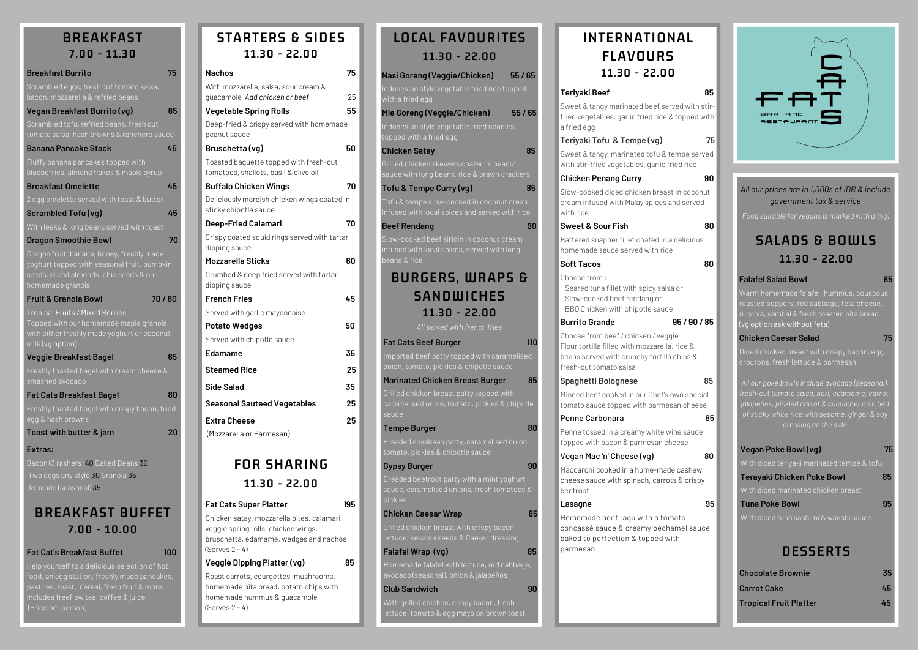## BREAKFAST
### 7.00 - 11.30

**Breakfast Burrito** 75
Scrambled eggs, fresh cut tomato salsa, bacon, mozzarella & refried beans

**Vegan Breakfast Burrito (vg)** 65
Scrambled tofu, refried beans, fresh cut tomato salsa, hash browns & ranchero sauce

**Banana Pancake Stack** 45
Fluffy banana pancakes topped with blueberries, almond flakes & maple syrup

**Breakfast Omelette** 45
2 egg omelette served with toast & butter

**Scrambled Tofu (vg)** 45
With leeks & long beans served with toast

**Dragon Smoothie Bowl** 70
Dragon fruit, banana, honey, freshly made yoghurt topped with seasonal fruit, pumpkin seeds, sliced almonds, chia seeds & our homemade granola

**Fruit & Granola Bowl** 70 / 80
Tropical Fruits / Mixed Berries
Topped with our homemade maple granola with either freshly made yoghurt or coconut milk (vg option)

**Veggie Breakfast Bagel** 65
Freshly toasted bagel with cream cheese & smashed avocado

**Fat Cats Breakfast Bagel** 80
Freshly toasted bagel with crispy bacon, fried egg & hash browns

**Toast with butter & jam** 20

**Extras:**
Bacon (3 rashers) 40 Baked Beans 30
Two eggs any style 30 Granola 35
Avocado (seasonal) 35

## BREAKFAST BUFFET
### 7.00 - 10.00

**Fat Cat's Breakfast Buffet** 100
Help yourself to a delicious selection of hot food, an egg station, freshly made pancakes, pastries, toast, cereal, fresh fruit & more. Includes freeflow tea, coffee & juice
(Price per person)

## STARTERS & SIDES
### 11.30 - 22.00

**Nachos** 75
With mozzarella, salsa, sour cream & guacamole *Add chicken or beef* 25

**Vegetable Spring Rolls** 55
Deep-fried & crispy served with homemade peanut sauce

**Bruschetta (vg)** 50
Toasted baguette topped with fresh-cut tomatoes, shallots, basil & olive oil

**Buffalo Chicken Wings** 70
Deliciously moreish chicken wings coated in sticky chipotle sauce

**Deep-Fried Calamari** 70
Crispy coated squid rings served with tartar dipping sauce

**Mozzarella Sticks** 60
Crumbed & deep fried served with tartar dipping sauce

**French Fries** 45
Served with garlic mayonnaise

**Potato Wedges** 50
Served with chipotle sauce

**Edamame** 35

**Steamed Rice** 25

**Side Salad** 35

**Seasonal Sauteed Vegetables** 25

**Extra Cheese** 25
(Mozzarella or Parmesan)

## FOR SHARING
### 11.30 - 22.00

**Fat Cats Super Platter** 195
Chicken satay, mozzarella bites, calamari, veggie spring rolls, chicken wings, bruschetta, edamame, wedges and nachos (Serves 2 - 4)

**Veggie Dipping Platter (vg)** 85
Roast carrots, courgettes, mushrooms, homemade pita bread, potato chips with homemade hummus & guacamole (Serves 2 - 4)

## LOCAL FAVOURITES
### 11.30 - 22.00

**Nasi Goreng (Veggie/Chicken)** 55 / 65
Indonesian style vegetable fried rice topped with a fried egg

**Mie Goreng (Veggie/Chicken)** 55 / 65
Indonesian style vegetable fried noodles topped with a fried egg

**Chicken Satay** 85
Grilled chicken skewers coated in peanut sauce with long beans, rice & prawn crackers

**Tofu & Tempe Curry (vg)** 85
Tofu & tempe slow-cooked in coconut cream infused with local spices and served with rice

**Beef Rendang** 90
Slow-cooked beef sirloin in coconut cream infused with local spices, served with long beans & rice

## BURGERS, WRAPS & SANDWICHES
### 11.30 - 22.00

*All served with french fries*

**Fat Cats Beef Burger** 110
Imported beef patty topped with caramelised onion, tomato, pickles & chipotle sauce

**Marinated Chicken Breast Burger** 85
Grilled chicken breast patty topped with caramelised onion, tomato, pickles & chipotle sauce

**Tempe Burger** 80
Breaded soyabean patty, caramelised onion, tomato, pickles & chipotle sauce

**Gypsy Burger** 90
Breaded beetroot patty with a mint yoghurt sauce, caramelised onions, fresh tomatoes & pickles

**Chicken Caesar Wrap** 85
Grilled chicken breast with crispy bacon, lettuce, sesame seeds & Caeser dressing

**Falafel Wrap (vg)** 85
Homemade falafel with lettuce, red cabbage, avocado (seasonal), onion & jalapeños

**Club Sandwich** 90
With grilled chicken, crispy bacon, fresh lettuce, tomato & egg mayo on brown toast

## INTERNATIONAL FLAVOURS
### 11.30 - 22.00

**Teriyaki Beef** 85
Sweet & tangy marinated beef served with stir-fried vegetables, garlic fried rice & topped with a fried egg

**Teriyaki Tofu & Tempe (vg)** 75
Sweet & tangy marinated tofu & tempe served with stir-fried vegetables, garlic fried rice

**Chicken Penang Curry** 90
Slow-cooked diced chicken breast in coconut cream infused with Malay spices and served with rice

**Sweet & Sour Fish** 80
Battered snapper fillet coated in a delicious homemade sauce served with rice

**Soft Tacos** 80
Choose from :
Seared tuna fillet with spicy salsa or
Slow-cooked beef rendang or
BBQ Chicken with chipotle sauce

**Burrito Grande** 95 / 90 / 85
Choose from beef / chicken / veggie
Flour tortilla filled with mozzarella, rice & beans served with crunchy tortilla chips & fresh-cut tomato salsa

**Spaghetti Bolognese** 85
Minced beef cooked in our Chef's own special tomato sauce topped with parmesan cheese

**Penne Carbonara** 85
Penne tossed in a creamy white wine sauce topped with bacon & parmesan cheese

**Vegan Mac 'n' Cheese (vg)** 80
Maccaroni cooked in a home-made cashew cheese sauce with spinach, carrots & crispy beetroot

**Lasagne** 95
Homemade beef ragu with a tomato concassé sauce & creamy bechamel sauce baked to perfection & topped with parmesan

FAT CATS
BAR AND RESTAURANT

*All our prices are in 1,000s of IDR & include government tax & service*

*Food suitable for vegans is marked with a (vg)*

## SALADS & BOWLS
### 11.30 - 22.00

**Falafel Salad Bowl** 85
Warm homemade falafel, hummus, couscous, roasted peppers, red cabbage, feta cheese, ruccola, sambal & fresh toasted pita bread (vg option ask without feta)

**Chicken Caesar Salad** 75
Diced chicken breast with crispy bacon, egg, croutons, fresh lettuce & parmesan

*All our poke bowls include avocado (seasonal), fresh-cut tomato salsa, nori, edamame, carrot, jalapeños, pickled carrot & cucumber on a bed of sticky white rice with sesame, ginger & soy dressing on the side*

**Vegan Poke Bowl (vg)** 75
With diced teriyaki marinated tempe & tofu

**Terayaki Chicken Poke Bowl** 85
With diced marinated chicken breast

**Tuna Poke Bowl** 95
With diced tuna sashimi & wasabi sauce

## DESSERTS

**Chocolate Brownie** 35

**Carrot Cake** 45

**Tropical Fruit Platter** 45